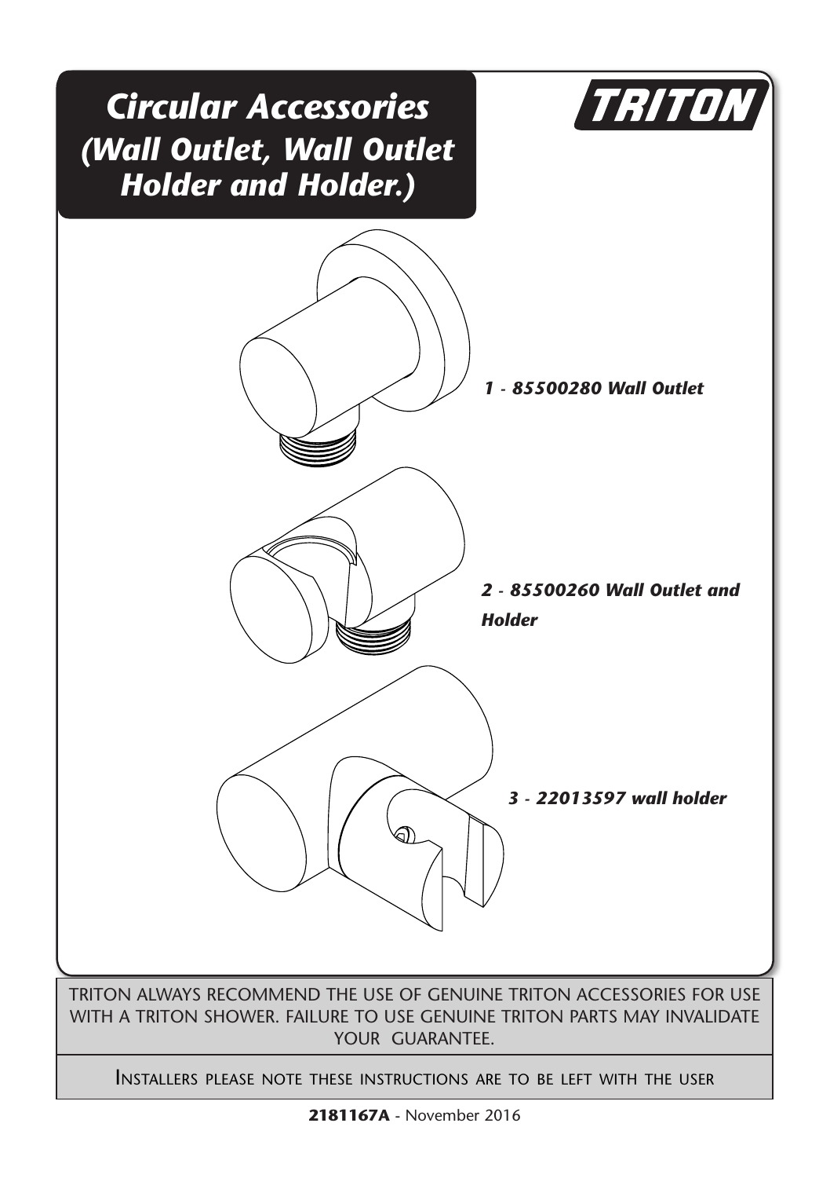# Circular Accessories (Wall Outlet, Wall Outlet Holder and Holder.)

TRITON

*1 - 85500280 Wall Outlet*

*2 - 85500260 Wall Outlet and Holder*

*3 - 22013597 wall holder*

TRITON ALWAYS RECOMMEND THE USE OF GENUINE TRITON ACCESSORIES FOR USE WITH A TRITON SHOWER. FAILURE TO USE GENUINE TRITON PARTS MAY INVALIDATE YOUR GUARANTEE.

INSTALLERS PLEASE NOTE THESE INSTRUCTIONS ARE TO BE LEFT WITH THE USER

**2181167A** - November 2016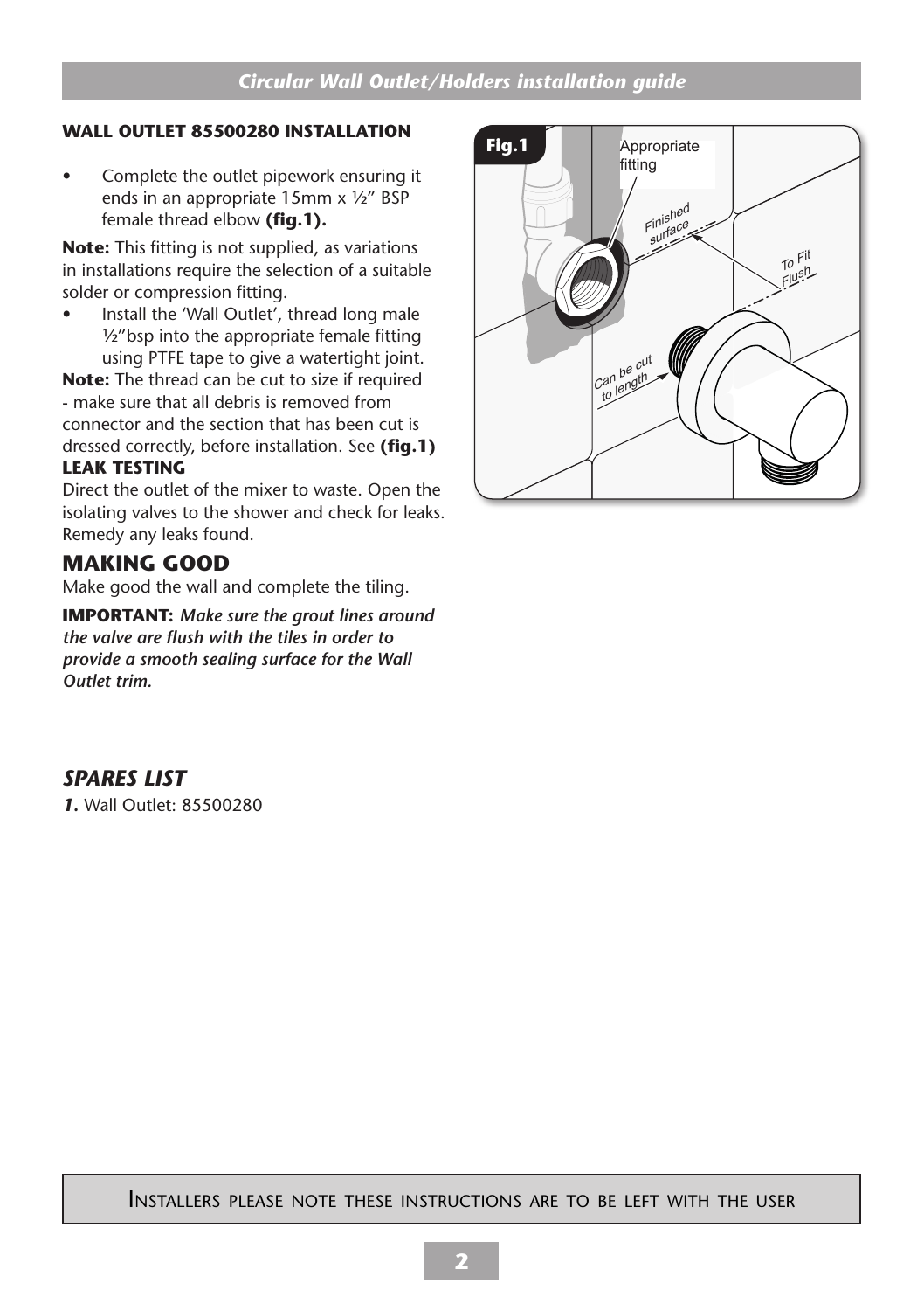### WALL OUTLET 85500280 INSTALLATION

- Complete the outlet pipework ensuring it ends in an appropriate 15mm x ½" BSP female thread elbow **(fig.1).**

**Note:** This fitting is not supplied, as variations in installations require the selection of a suitable solder or compression fitting.

- Install the 'Wall Outlet', thread long male ½"bsp into the appropriate female fitting using PTFE tape to give a watertight joint.

**Note:** The thread can be cut to size if required - make sure that all debris is removed from connector and the section that has been cut is dressed correctly, before installation. See **(fig.1)**

### LEAK TESTING

Direct the outlet of the mixer to waste. Open the isolating valves to the shower and check for leaks. Remedy any leaks found.

## MAKING GOOD

Make good the wall and complete the tiling.

**IMPORTANT:** ***Make sure the grout lines around the valve are flush with the tiles in order to provide a smooth sealing surface for the Wall Outlet trim.***

**Fig.1**

Appropriate fitting

Finished surface

To Fit Flush

Can be cut to length

## *SPARES LIST*

***1.*** Wall Outlet: 85500280

INSTALLERS PLEASE NOTE THESE INSTRUCTIONS ARE TO BE LEFT WITH THE USER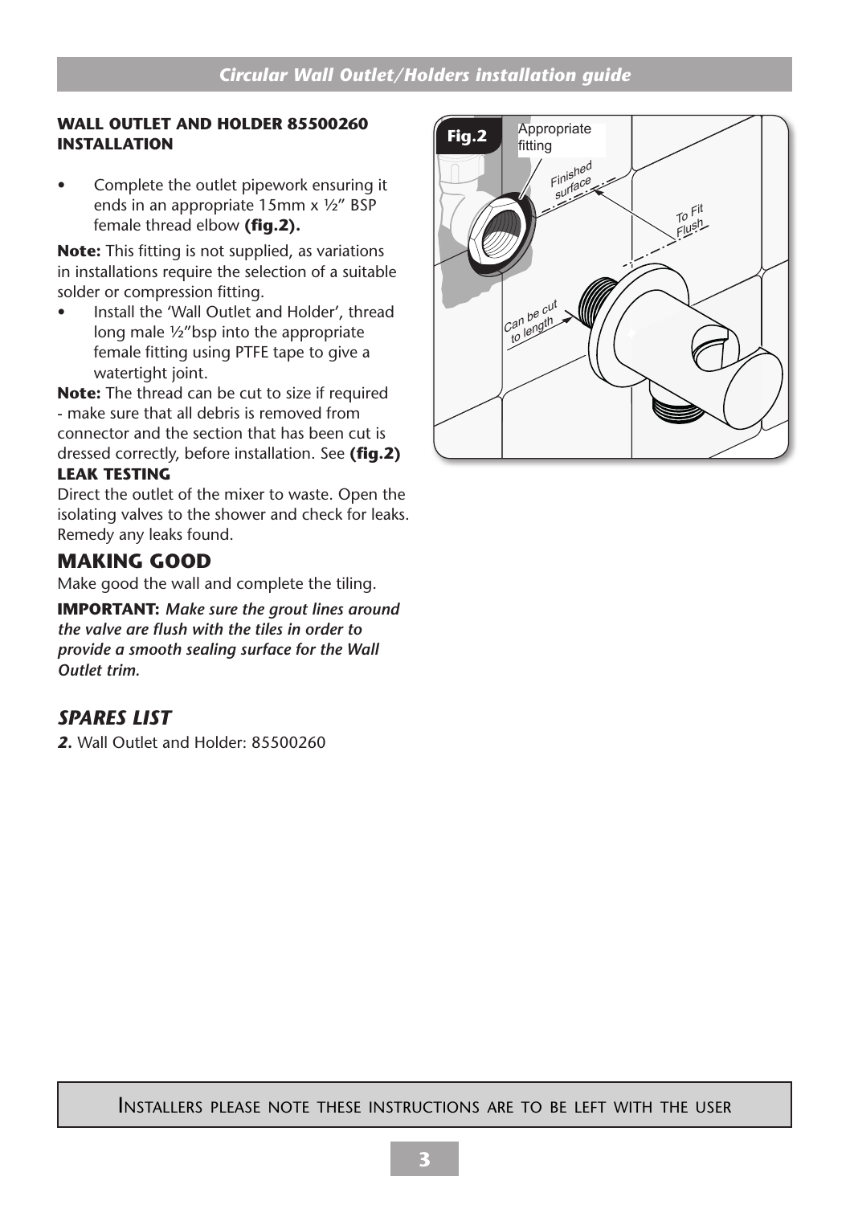**WALL OUTLET AND HOLDER 85500260 INSTALLATION**

- Complete the outlet pipework ensuring it ends in an appropriate 15mm x ½" BSP female thread elbow **(fig.2).**

**Note:** This fitting is not supplied, as variations in installations require the selection of a suitable solder or compression fitting.

- Install the 'Wall Outlet and Holder', thread long male ½"bsp into the appropriate female fitting using PTFE tape to give a watertight joint.

**Note:** The thread can be cut to size if required - make sure that all debris is removed from connector and the section that has been cut is dressed correctly, before installation. See **(fig.2)**

**LEAK TESTING**

Direct the outlet of the mixer to waste. Open the isolating valves to the shower and check for leaks. Remedy any leaks found.

## MAKING GOOD

Make good the wall and complete the tiling.

**IMPORTANT:** ***Make sure the grout lines around the valve are flush with the tiles in order to provide a smooth sealing surface for the Wall Outlet trim.***

## *SPARES LIST*

***2.*** Wall Outlet and Holder: 85500260

**Fig.2** Appropriate fitting; Finished surface; To Fit Flush; Can be cut to length

INSTALLERS PLEASE NOTE THESE INSTRUCTIONS ARE TO BE LEFT WITH THE USER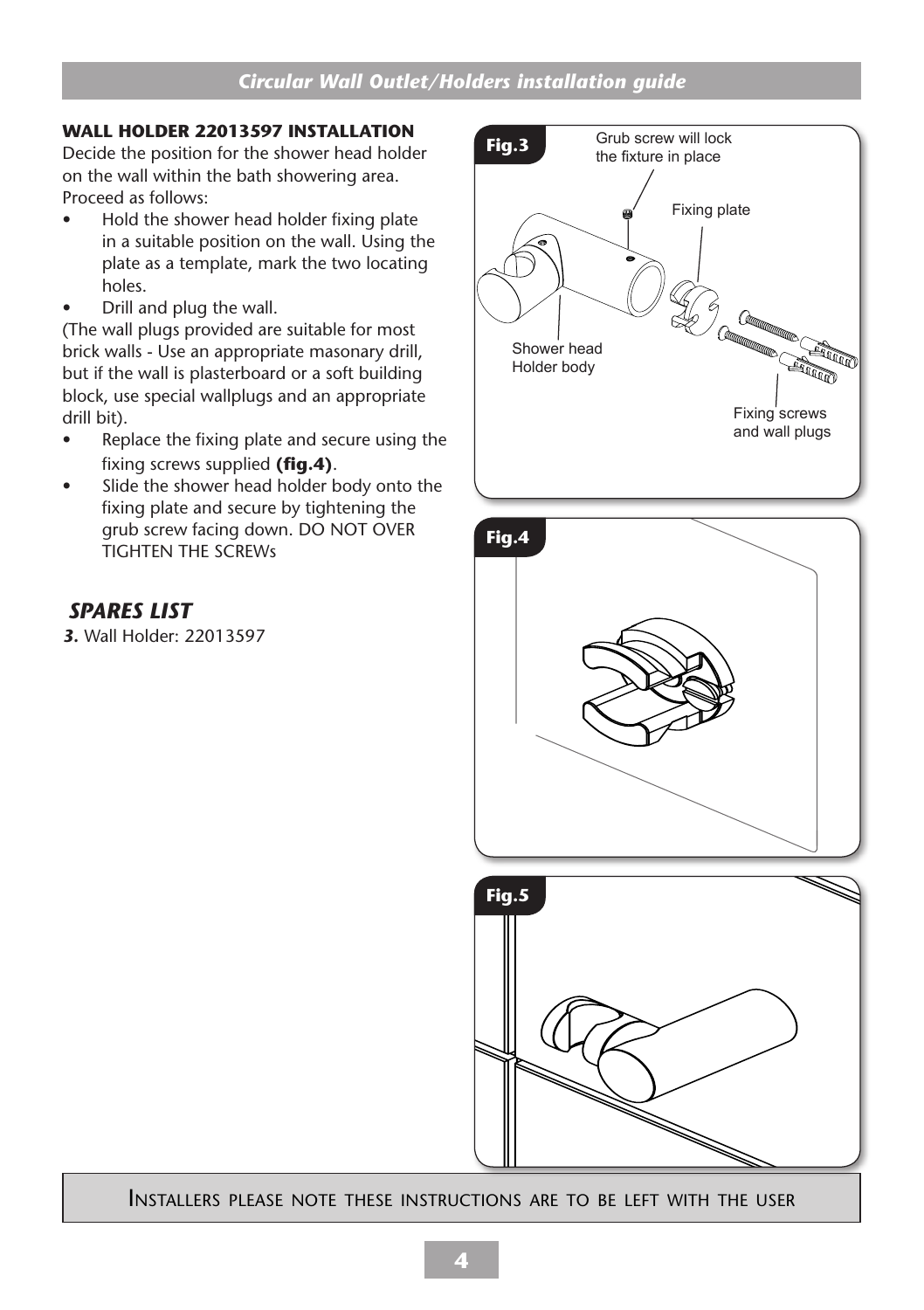## WALL HOLDER 22013597 INSTALLATION

Decide the position for the shower head holder on the wall within the bath showering area. Proceed as follows:

- Hold the shower head holder fixing plate in a suitable position on the wall. Using the plate as a template, mark the two locating holes.
- Drill and plug the wall.

(The wall plugs provided are suitable for most brick walls - Use an appropriate masonary drill, but if the wall is plasterboard or a soft building block, use special wallplugs and an appropriate drill bit).

- Replace the fixing plate and secure using the fixing screws supplied **(fig.4)**.
- Slide the shower head holder body onto the fixing plate and secure by tightening the grub screw facing down. DO NOT OVER TIGHTEN THE SCREWs

## *SPARES LIST*

***3.*** Wall Holder: 22013597

**Fig.3**

Grub screw will lock the fixture in place

Fixing plate

Shower head Holder body

Fixing screws and wall plugs

**Fig.4**

**Fig.5**

INSTALLERS PLEASE NOTE THESE INSTRUCTIONS ARE TO BE LEFT WITH THE USER